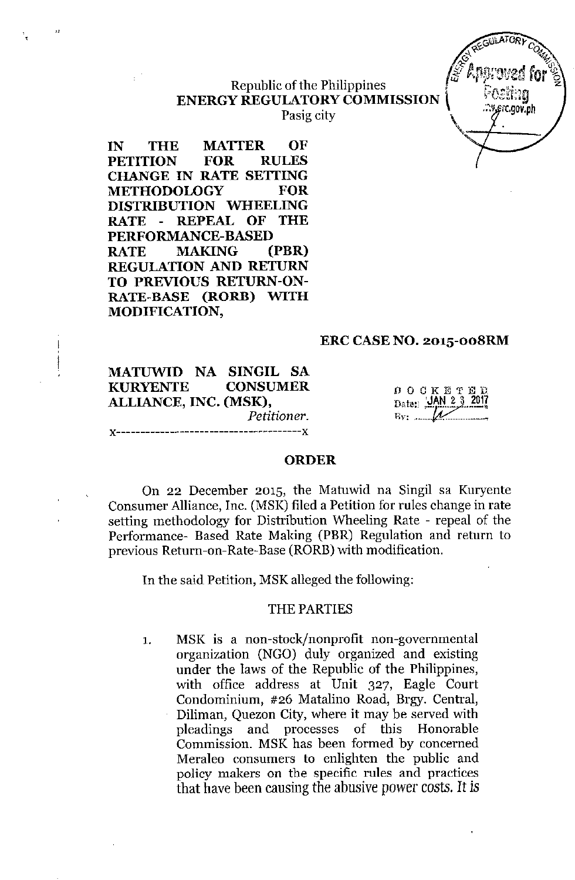Republic of the Philippines
**ENERGY REGULATORY COMMISSION**
Pasig city

Approved for Posting
erc.gov.ph

**IN THE MATTER OF PETITION FOR RULES CHANGE IN RATE SETTING METHODOLOGY FOR DISTRIBUTION WHEELING RATE - REPEAL OF THE PERFORMANCE-BASED RATE MAKING (PBR) REGULATION AND RETURN TO PREVIOUS RETURN-ON-RATE-BASE (RORB) WITH MODIFICATION,**

**ERC CASE NO. 2015-008RM**

**MATUWID NA SINGIL SA KURYENTE CONSUMER ALLIANCE, INC. (MSK),**
*Petitioner.*

DOCKETED
Date: JAN 23 2017
By: ________

x-------------------------------------x

## ORDER

On 22 December 2015, the Matuwid na Singil sa Kuryente Consumer Alliance, Inc. (MSK) filed a Petition for rules change in rate setting methodology for Distribution Wheeling Rate - repeal of the Performance- Based Rate Making (PBR) Regulation and return to previous Return-on-Rate-Base (RORB) with modification.

In the said Petition, MSK alleged the following:

### THE PARTIES

1. MSK is a non-stock/nonprofit non-governmental organization (NGO) duly organized and existing under the laws of the Republic of the Philippines, with office address at Unit 327, Eagle Court Condominium, #26 Matalino Road, Brgy. Central, Diliman, Quezon City, where it may be served with pleadings and processes of this Honorable Commission. MSK has been formed by concerned Meralco consumers to enlighten the public and policy makers on the specific rules and practices that have been causing the abusive power costs. It is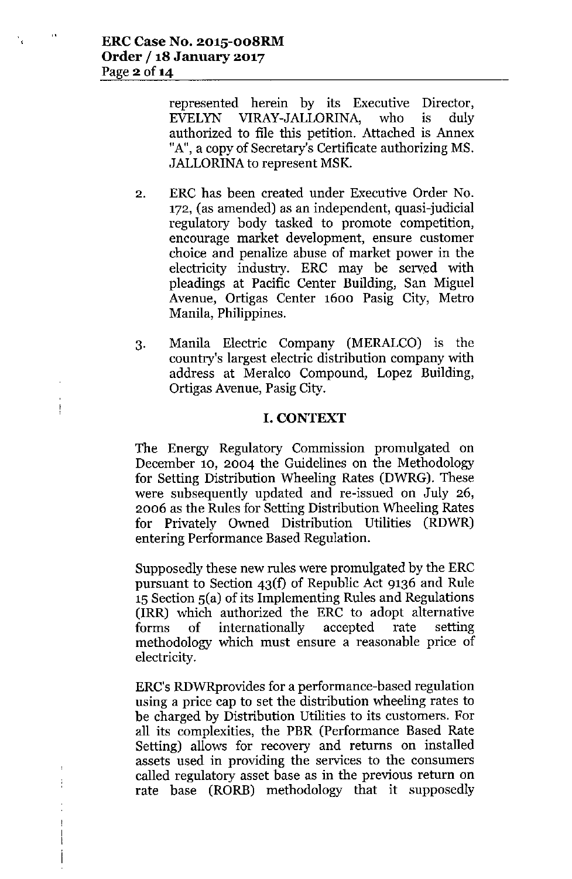represented herein by its Executive Director, EVELYN VIRAY-JALLORINA, who is duly authorized to file this petition. Attached is Annex "A", a copy of Secretary's Certificate authorizing MS. JALLORINA to represent MSK.

2. ERC has been created under Executive Order No. 172, (as amended) as an independent, quasi-judicial regulatory body tasked to promote competition, encourage market development, ensure customer choice and penalize abuse of market power in the electricity industry. ERC may be served with pleadings at Pacific Center Building, San Miguel Avenue, Ortigas Center 1600 Pasig City, Metro Manila, Philippines.

3. Manila Electric Company (MERALCO) is the country's largest electric distribution company with address at Meralco Compound, Lopez Building, Ortigas Avenue, Pasig City.

## I. CONTEXT

The Energy Regulatory Commission promulgated on December 10, 2004 the Guidelines on the Methodology for Setting Distribution Wheeling Rates (DWRG). These were subsequently updated and re-issued on July 26, 2006 as the Rules for Setting Distribution Wheeling Rates for Privately Owned Distribution Utilities (RDWR) entering Performance Based Regulation.

Supposedly these new rules were promulgated by the ERC pursuant to Section 43(f) of Republic Act 9136 and Rule 15 Section 5(a) of its Implementing Rules and Regulations (IRR) which authorized the ERC to adopt alternative forms of internationally accepted rate setting methodology which must ensure a reasonable price of electricity.

ERC's RDWRprovides for a performance-based regulation using a price cap to set the distribution wheeling rates to be charged by Distribution Utilities to its customers. For all its complexities, the PBR (Performance Based Rate Setting) allows for recovery and returns on installed assets used in providing the services to the consumers called regulatory asset base as in the previous return on rate base (RORB) methodology that it supposedly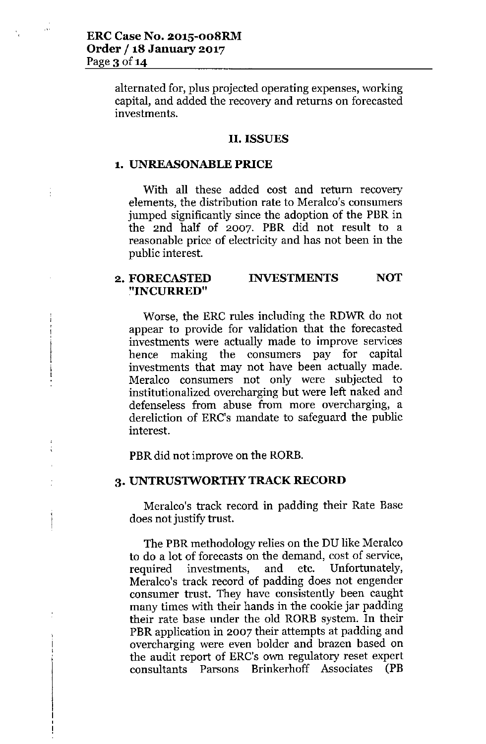alternated for, plus projected operating expenses, working capital, and added the recovery and returns on forecasted investments.

## II. ISSUES

### 1. UNREASONABLE PRICE

With all these added cost and return recovery elements, the distribution rate to Meralco's consumers jumped significantly since the adoption of the PBR in the 2nd half of 2007. PBR did not result to a reasonable price of electricity and has not been in the public interest.

### 2. FORECASTED INVESTMENTS NOT "INCURRED"

Worse, the ERC rules including the RDWR do not appear to provide for validation that the forecasted investments were actually made to improve services hence making the consumers pay for capital investments that may not have been actually made. Meralco consumers not only were subjected to institutionalized overcharging but were left naked and defenseless from abuse from more overcharging, a dereliction of ERC's mandate to safeguard the public interest.

PBR did not improve on the RORB.

### 3. UNTRUSTWORTHY TRACK RECORD

Meralco's track record in padding their Rate Base does not justify trust.

The PBR methodology relies on the DU like Meralco to do a lot of forecasts on the demand, cost of service, required investments, and etc. Unfortunately, Meralco's track record of padding does not engender consumer trust. They have consistently been caught many times with their hands in the cookie jar padding their rate base under the old RORB system. In their PBR application in 2007 their attempts at padding and overcharging were even bolder and brazen based on the audit report of ERC's own regulatory reset expert consultants Parsons Brinkerhoff Associates (PB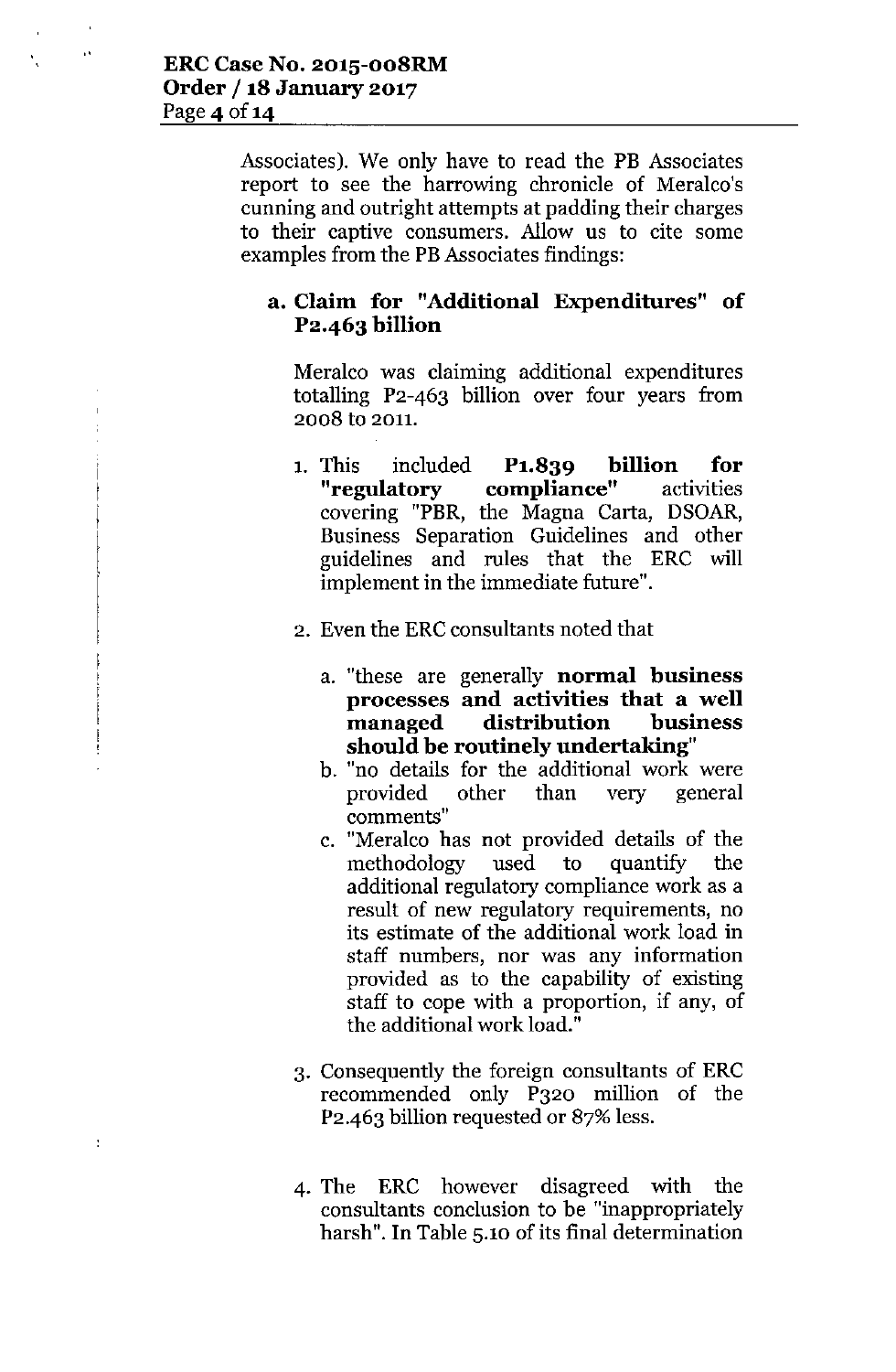Associates). We only have to read the PB Associates report to see the harrowing chronicle of Meralco's cunning and outright attempts at padding their charges to their captive consumers. Allow us to cite some examples from the PB Associates findings:

**a. Claim for "Additional Expenditures" of P2.463 billion**

Meralco was claiming additional expenditures totalling P2-463 billion over four years from 2008 to 2011.

1. This included **P1.839 billion for "regulatory compliance"** activities covering "PBR, the Magna Carta, DSOAR, Business Separation Guidelines and other guidelines and rules that the ERC will implement in the immediate future".

2. Even the ERC consultants noted that

   a. "these are generally **normal business processes and activities that a well managed distribution business should be routinely undertaking**"
   b. "no details for the additional work were provided other than very general comments"
   c. "Meralco has not provided details of the methodology used to quantify the additional regulatory compliance work as a result of new regulatory requirements, no its estimate of the additional work load in staff numbers, nor was any information provided as to the capability of existing staff to cope with a proportion, if any, of the additional work load."

3. Consequently the foreign consultants of ERC recommended only P320 million of the P2.463 billion requested or 87% less.

4. The ERC however disagreed with the consultants conclusion to be "inappropriately harsh". In Table 5.10 of its final determination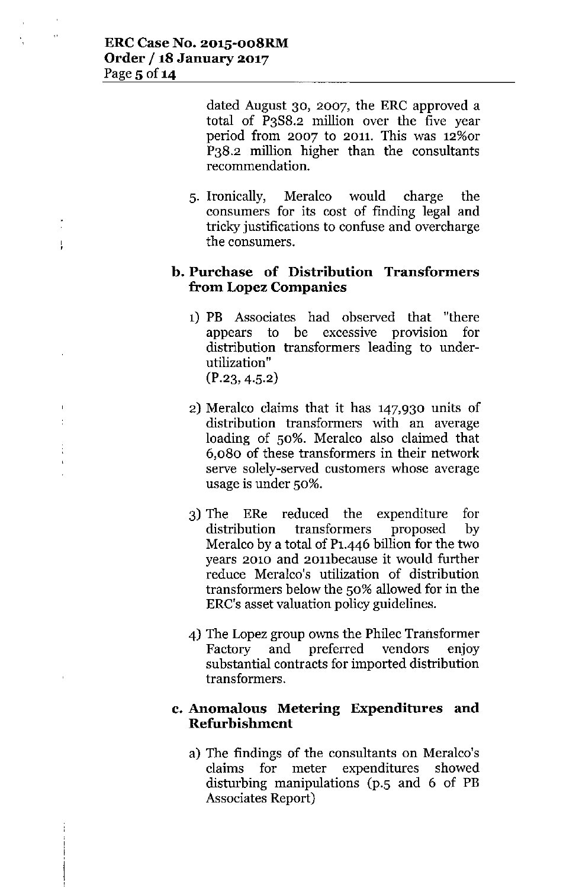dated August 30, 2007, the ERC approved a total of P3S8.2 million over the five year period from 2007 to 2011. This was 12%or P38.2 million higher than the consultants recommendation.

5. Ironically, Meralco would charge the consumers for its cost of finding legal and tricky justifications to confuse and overcharge the consumers.

**b. Purchase of Distribution Transformers from Lopez Companies**

1) PB Associates had observed that "there appears to be excessive provision for distribution transformers leading to under-utilization" (P.23, 4.5.2)

2) Meralco claims that it has 147,930 units of distribution transformers with an average loading of 50%. Meralco also claimed that 6,080 of these transformers in their network serve solely-served customers whose average usage is under 50%.

3) The ERe reduced the expenditure for distribution transformers proposed by Meralco by a total of P1.446 billion for the two years 2010 and 2011because it would further reduce Meralco's utilization of distribution transformers below the 50% allowed for in the ERC's asset valuation policy guidelines.

4) The Lopez group owns the Philec Transformer Factory and preferred vendors enjoy substantial contracts for imported distribution transformers.

**c. Anomalous Metering Expenditures and Refurbishment**

a) The findings of the consultants on Meralco's claims for meter expenditures showed disturbing manipulations (p.5 and 6 of PB Associates Report)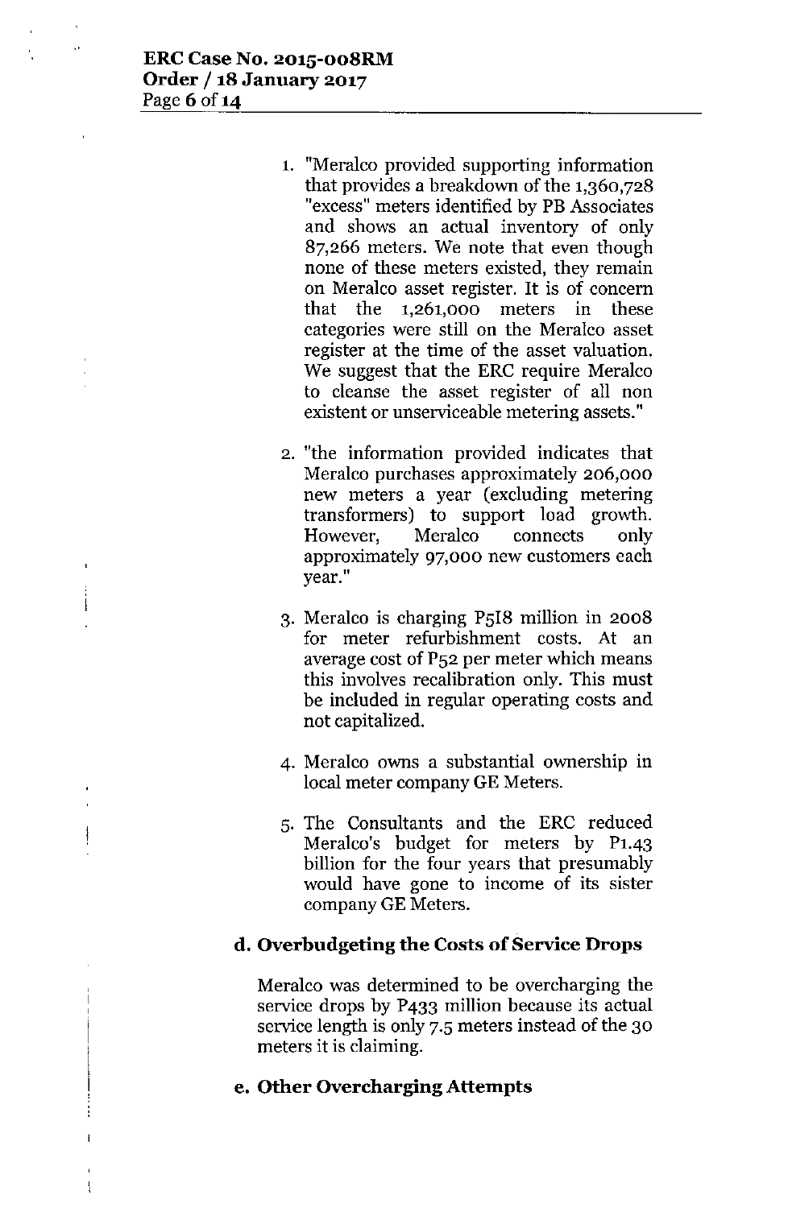1. "Meralco provided supporting information that provides a breakdown of the 1,360,728 "excess" meters identified by PB Associates and shows an actual inventory of only 87,266 meters. We note that even though none of these meters existed, they remain on Meralco asset register. It is of concern that the 1,261,000 meters in these categories were still on the Meralco asset register at the time of the asset valuation. We suggest that the ERC require Meralco to cleanse the asset register of all non existent or unserviceable metering assets."

2. "the information provided indicates that Meralco purchases approximately 206,000 new meters a year (excluding metering transformers) to support load growth. However, Meralco connects only approximately 97,000 new customers each year."

3. Meralco is charging P5I8 million in 2008 for meter refurbishment costs. At an average cost of P52 per meter which means this involves recalibration only. This must be included in regular operating costs and not capitalized.

4. Meralco owns a substantial ownership in local meter company GE Meters.

5. The Consultants and the ERC reduced Meralco's budget for meters by P1.43 billion for the four years that presumably would have gone to income of its sister company GE Meters.

### d. Overbudgeting the Costs of Service Drops

Meralco was determined to be overcharging the service drops by P433 million because its actual service length is only 7.5 meters instead of the 30 meters it is claiming.

### e. Other Overcharging Attempts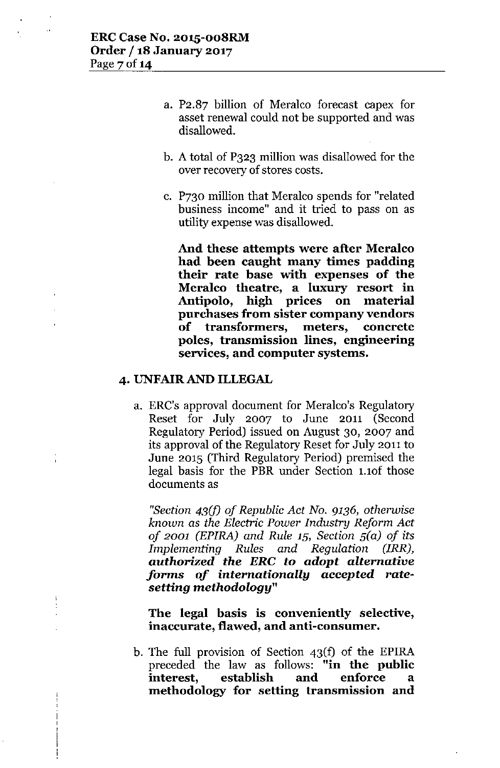a. P2.87 billion of Meralco forecast capex for asset renewal could not be supported and was disallowed.

b. A total of P323 million was disallowed for the over recovery of stores costs.

c. P730 million that Meralco spends for "related business income" and it tried to pass on as utility expense was disallowed.

**And these attempts were after Meralco had been caught many times padding their rate base with expenses of the Meralco theatre, a luxury resort in Antipolo, high prices on material purchases from sister company vendors of transformers, meters, concrete poles, transmission lines, engineering services, and computer systems.**

## 4. UNFAIR AND ILLEGAL

a. ERC's approval document for Meralco's Regulatory Reset for July 2007 to June 2011 (Second Regulatory Period) issued on August 30, 2007 and its approval of the Regulatory Reset for July 2011 to June 2015 (Third Regulatory Period) premised the legal basis for the PBR under Section 1.1of those documents as

*"Section 43(f) of Republic Act No. 9136, otherwise known as the Electric Power Industry Reform Act of 2001 (EPIRA) and Rule 15, Section 5(a) of its Implementing Rules and Regulation (IRR), **authorized the ERC to adopt alternative forms of internationally accepted rate-setting methodology**"*

**The legal basis is conveniently selective, inaccurate, flawed, and anti-consumer.**

b. The full provision of Section 43(f) of the EPIRA preceded the law as follows: **"in the public interest, establish and enforce a methodology for setting transmission and**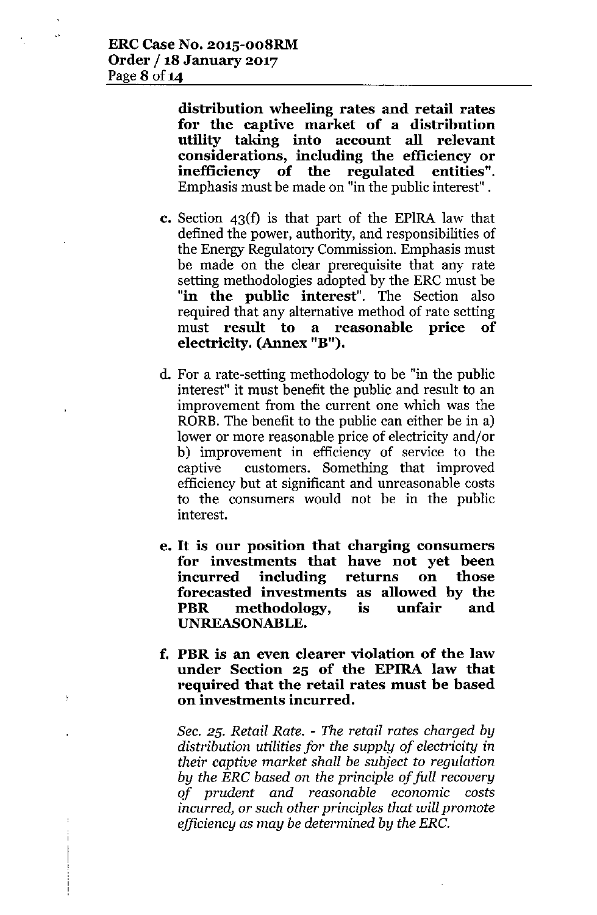**distribution wheeling rates and retail rates for the captive market of a distribution utility taking into account all relevant considerations, including the efficiency or inefficiency of the regulated entities".** Emphasis must be made on "in the public interest".

**c.** Section 43(f) is that part of the EPIRA law that defined the power, authority, and responsibilities of the Energy Regulatory Commission. Emphasis must be made on the clear prerequisite that any rate setting methodologies adopted by the ERC must be "**in the public interest**". The Section also required that any alternative method of rate setting must **result to a reasonable price of electricity. (Annex "B").**

d. For a rate-setting methodology to be "in the public interest" it must benefit the public and result to an improvement from the current one which was the RORB. The benefit to the public can either be in a) lower or more reasonable price of electricity and/or b) improvement in efficiency of service to the captive customers. Something that improved efficiency but at significant and unreasonable costs to the consumers would not be in the public interest.

**e. It is our position that charging consumers for investments that have not yet been incurred including returns on those forecasted investments as allowed by the PBR methodology, is unfair and UNREASONABLE.**

**f. PBR is an even clearer violation of the law under Section 25 of the EPIRA law that required that the retail rates must be based on investments incurred.**

*Sec. 25. Retail Rate. - The retail rates charged by distribution utilities for the supply of electricity in their captive market shall be subject to regulation by the ERC based on the principle of full recovery of prudent and reasonable economic costs incurred, or such other principles that will promote efficiency as may be determined by the ERC.*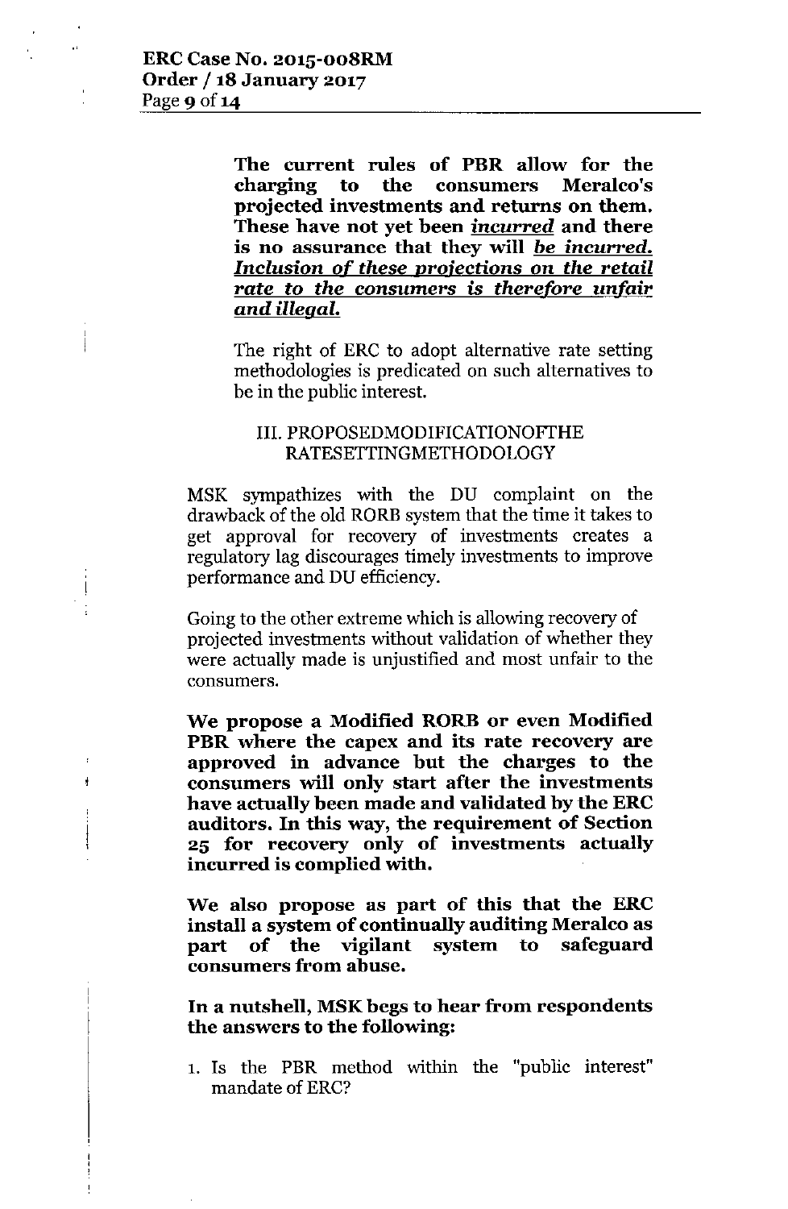**The current rules of PBR allow for the charging to the consumers Meralco's projected investments and returns on them. These have not yet been *incurred* and there is no assurance that they will *be incurred. Inclusion of these projections on the retail rate to the consumers is therefore unfair and illegal.***

The right of ERC to adopt alternative rate setting methodologies is predicated on such alternatives to be in the public interest.

III. PROPOSEDMODIFICATIONOFTHE RATESETTINGMETHODOLOGY

MSK sympathizes with the DU complaint on the drawback of the old RORB system that the time it takes to get approval for recovery of investments creates a regulatory lag discourages timely investments to improve performance and DU efficiency.

Going to the other extreme which is allowing recovery of projected investments without validation of whether they were actually made is unjustified and most unfair to the consumers.

**We propose a Modified RORB or even Modified PBR where the capex and its rate recovery are approved in advance but the charges to the consumers will only start after the investments have actually been made and validated by the ERC auditors. In this way, the requirement of Section 25 for recovery only of investments actually incurred is complied with.**

**We also propose as part of this that the ERC install a system of continually auditing Meralco as part of the vigilant system to safeguard consumers from abuse.**

**In a nutshell, MSK begs to hear from respondents the answers to the following:**

1. Is the PBR method within the "public interest" mandate of ERC?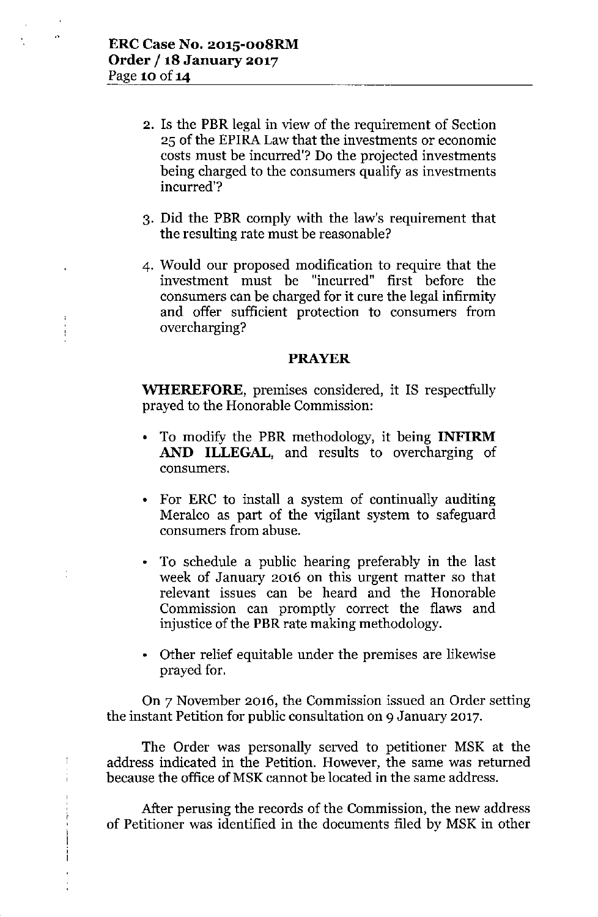2. Is the PBR legal in view of the requirement of Section 25 of the EPIRA Law that the investments or economic costs must be incurred'? Do the projected investments being charged to the consumers qualify as investments incurred'?

3. Did the PBR comply with the law's requirement that the resulting rate must be reasonable?

4. Would our proposed modification to require that the investment must be "incurred" first before the consumers can be charged for it cure the legal infirmity and offer sufficient protection to consumers from overcharging?

**PRAYER**

**WHEREFORE**, premises considered, it IS respectfully prayed to the Honorable Commission:

- To modify the PBR methodology, it being **INFIRM AND ILLEGAL**, and results to overcharging of consumers.
- For ERC to install a system of continually auditing Meralco as part of the vigilant system to safeguard consumers from abuse.
- To schedule a public hearing preferably in the last week of January 2016 on this urgent matter so that relevant issues can be heard and the Honorable Commission can promptly correct the flaws and injustice of the PBR rate making methodology.
- Other relief equitable under the premises are likewise prayed for.

On 7 November 2016, the Commission issued an Order setting the instant Petition for public consultation on 9 January 2017.

The Order was personally served to petitioner MSK at the address indicated in the Petition. However, the same was returned because the office of MSK cannot be located in the same address.

After perusing the records of the Commission, the new address of Petitioner was identified in the documents filed by MSK in other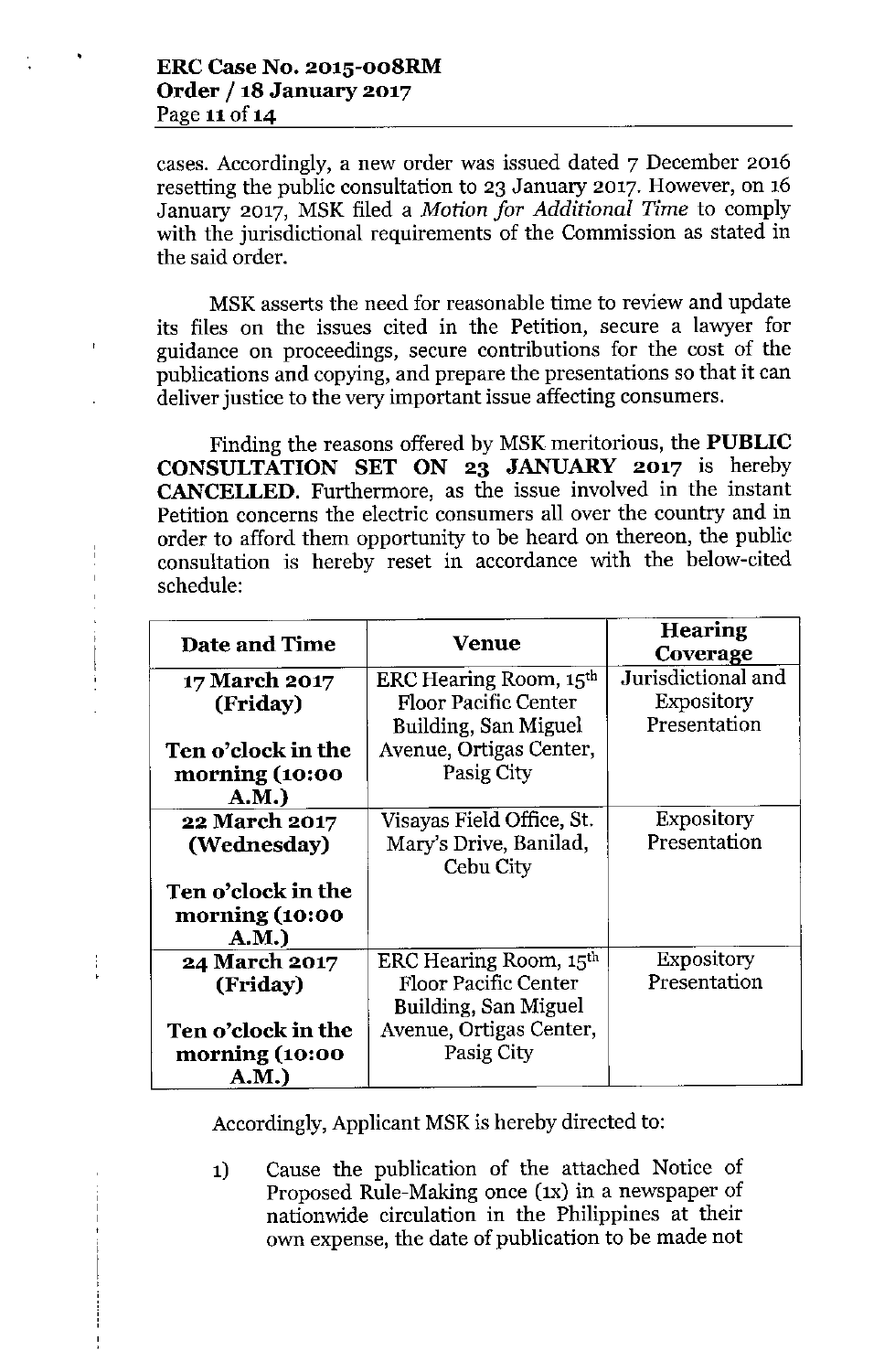cases. Accordingly, a new order was issued dated 7 December 2016 resetting the public consultation to 23 January 2017. However, on 16 January 2017, MSK filed a *Motion for Additional Time* to comply with the jurisdictional requirements of the Commission as stated in the said order.

MSK asserts the need for reasonable time to review and update its files on the issues cited in the Petition, secure a lawyer for guidance on proceedings, secure contributions for the cost of the publications and copying, and prepare the presentations so that it can deliver justice to the very important issue affecting consumers.

Finding the reasons offered by MSK meritorious, the **PUBLIC CONSULTATION SET ON 23 JANUARY 2017** is hereby **CANCELLED**. Furthermore, as the issue involved in the instant Petition concerns the electric consumers all over the country and in order to afford them opportunity to be heard on thereon, the public consultation is hereby reset in accordance with the below-cited schedule:

| Date and Time | Venue | Hearing Coverage |
|---|---|---|
| **17 March 2017 (Friday)** <br><br> **Ten o'clock in the morning (10:00 A.M.)** | ERC Hearing Room, 15th Floor Pacific Center Building, San Miguel Avenue, Ortigas Center, Pasig City | Jurisdictional and Expository Presentation |
| **22 March 2017 (Wednesday)** <br><br> **Ten o'clock in the morning (10:00 A.M.)** | Visayas Field Office, St. Mary's Drive, Banilad, Cebu City | Expository Presentation |
| **24 March 2017 (Friday)** <br><br> **Ten o'clock in the morning (10:00 A.M.)** | ERC Hearing Room, 15th Floor Pacific Center Building, San Miguel Avenue, Ortigas Center, Pasig City | Expository Presentation |

Accordingly, Applicant MSK is hereby directed to:

1) Cause the publication of the attached Notice of Proposed Rule-Making once (1x) in a newspaper of nationwide circulation in the Philippines at their own expense, the date of publication to be made not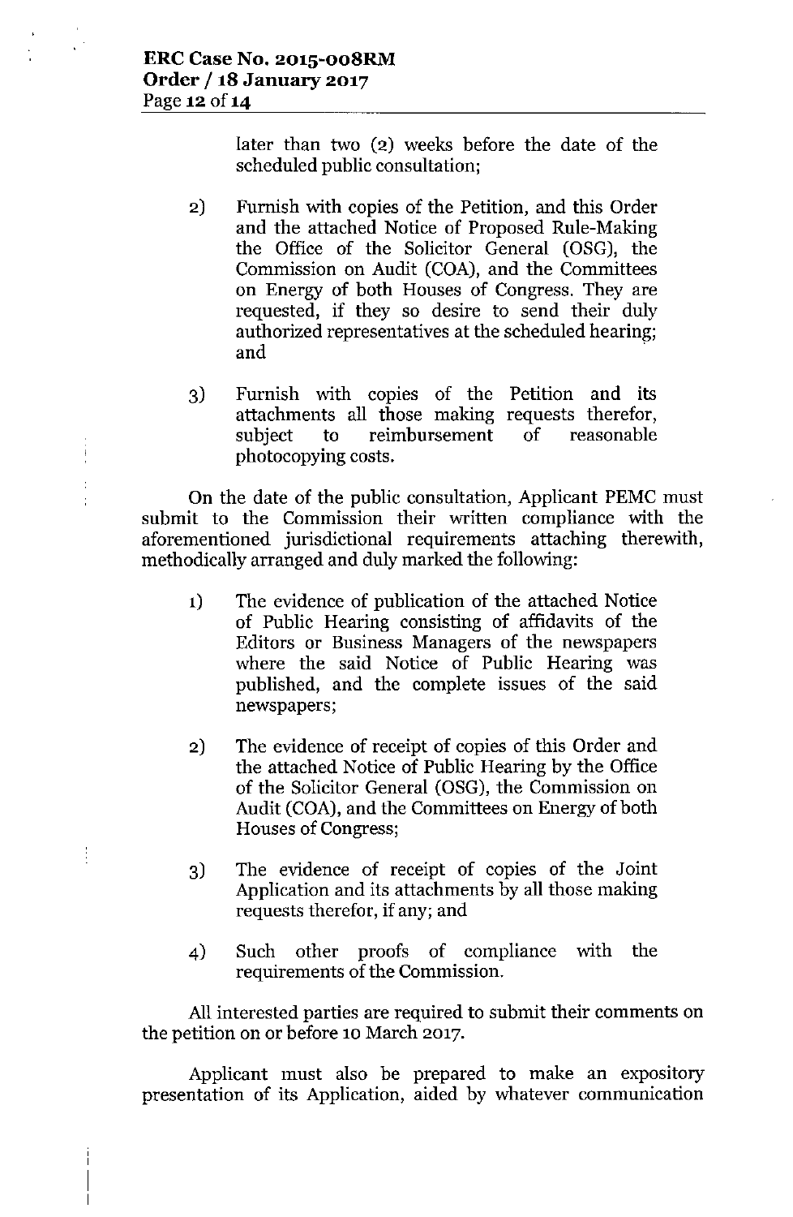later than two (2) weeks before the date of the scheduled public consultation;

2) Furnish with copies of the Petition, and this Order and the attached Notice of Proposed Rule-Making the Office of the Solicitor General (OSG), the Commission on Audit (COA), and the Committees on Energy of both Houses of Congress. They are requested, if they so desire to send their duly authorized representatives at the scheduled hearing; and

3) Furnish with copies of the Petition and its attachments all those making requests therefor, subject to reimbursement of reasonable photocopying costs.

On the date of the public consultation, Applicant PEMC must submit to the Commission their written compliance with the aforementioned jurisdictional requirements attaching therewith, methodically arranged and duly marked the following:

1) The evidence of publication of the attached Notice of Public Hearing consisting of affidavits of the Editors or Business Managers of the newspapers where the said Notice of Public Hearing was published, and the complete issues of the said newspapers;

2) The evidence of receipt of copies of this Order and the attached Notice of Public Hearing by the Office of the Solicitor General (OSG), the Commission on Audit (COA), and the Committees on Energy of both Houses of Congress;

3) The evidence of receipt of copies of the Joint Application and its attachments by all those making requests therefor, if any; and

4) Such other proofs of compliance with the requirements of the Commission.

All interested parties are required to submit their comments on the petition on or before 10 March 2017.

Applicant must also be prepared to make an expository presentation of its Application, aided by whatever communication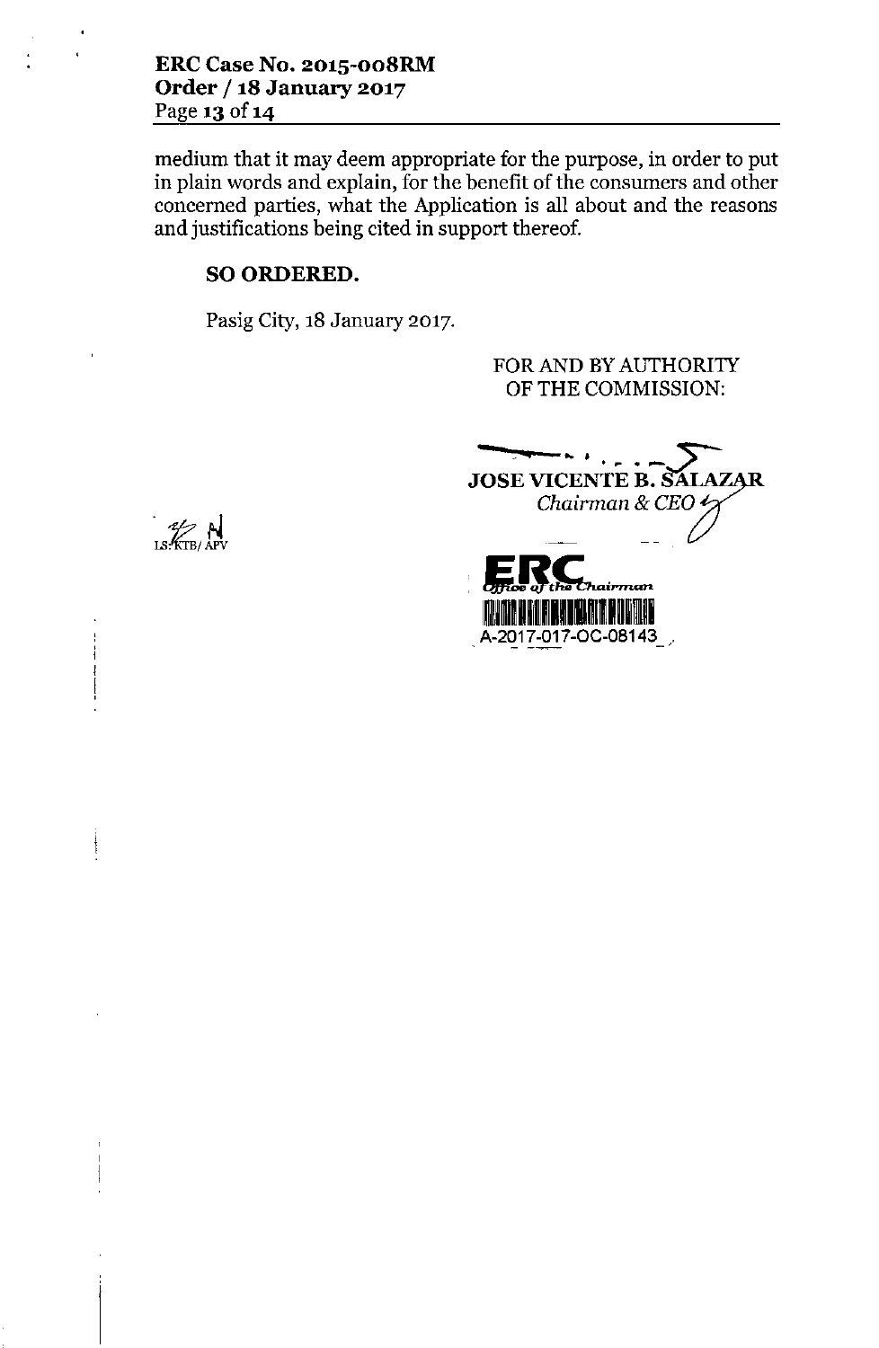medium that it may deem appropriate for the purpose, in order to put in plain words and explain, for the benefit of the consumers and other concerned parties, what the Application is all about and the reasons and justifications being cited in support thereof.

**SO ORDERED.**

Pasig City, 18 January 2017.

FOR AND BY AUTHORITY OF THE COMMISSION:

**JOSE VICENTE B. SALAZAR**
*Chairman & CEO*

ERC *Office of the Chairman*
A-2017-017-OC-08143

LS:KTB/ APV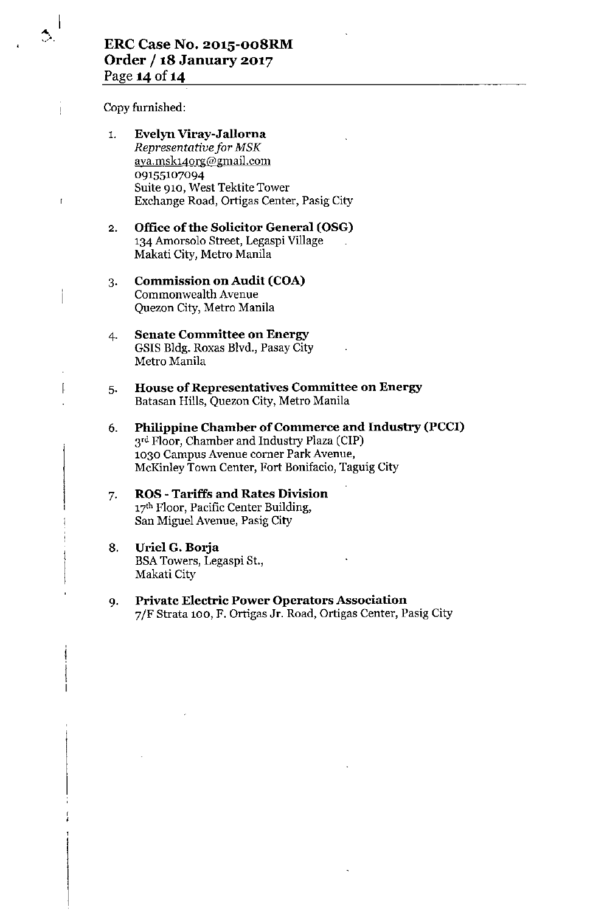Copy furnished:

1. **Evelyn Viray-Jallorna**
   *Representative for MSK*
   aya.msk14org@gmail.com
   09155107094
   Suite 910, West Tektite Tower
   Exchange Road, Ortigas Center, Pasig City

2. **Office of the Solicitor General (OSG)**
   134 Amorsolo Street, Legaspi Village
   Makati City, Metro Manila

3. **Commission on Audit (COA)**
   Commonwealth Avenue
   Quezon City, Metro Manila

4. **Senate Committee on Energy**
   GSIS Bldg. Roxas Blvd., Pasay City
   Metro Manila

5. **House of Representatives Committee on Energy**
   Batasan Hills, Quezon City, Metro Manila

6. **Philippine Chamber of Commerce and Industry (PCCI)**
   3rd Floor, Chamber and Industry Plaza (CIP)
   1030 Campus Avenue corner Park Avenue,
   McKinley Town Center, Fort Bonifacio, Taguig City

7. **ROS - Tariffs and Rates Division**
   17th Floor, Pacific Center Building,
   San Miguel Avenue, Pasig City

8. **Uriel G. Borja**
   BSA Towers, Legaspi St.,
   Makati City

9. **Private Electric Power Operators Association**
   7/F Strata 100, F. Ortigas Jr. Road, Ortigas Center, Pasig City